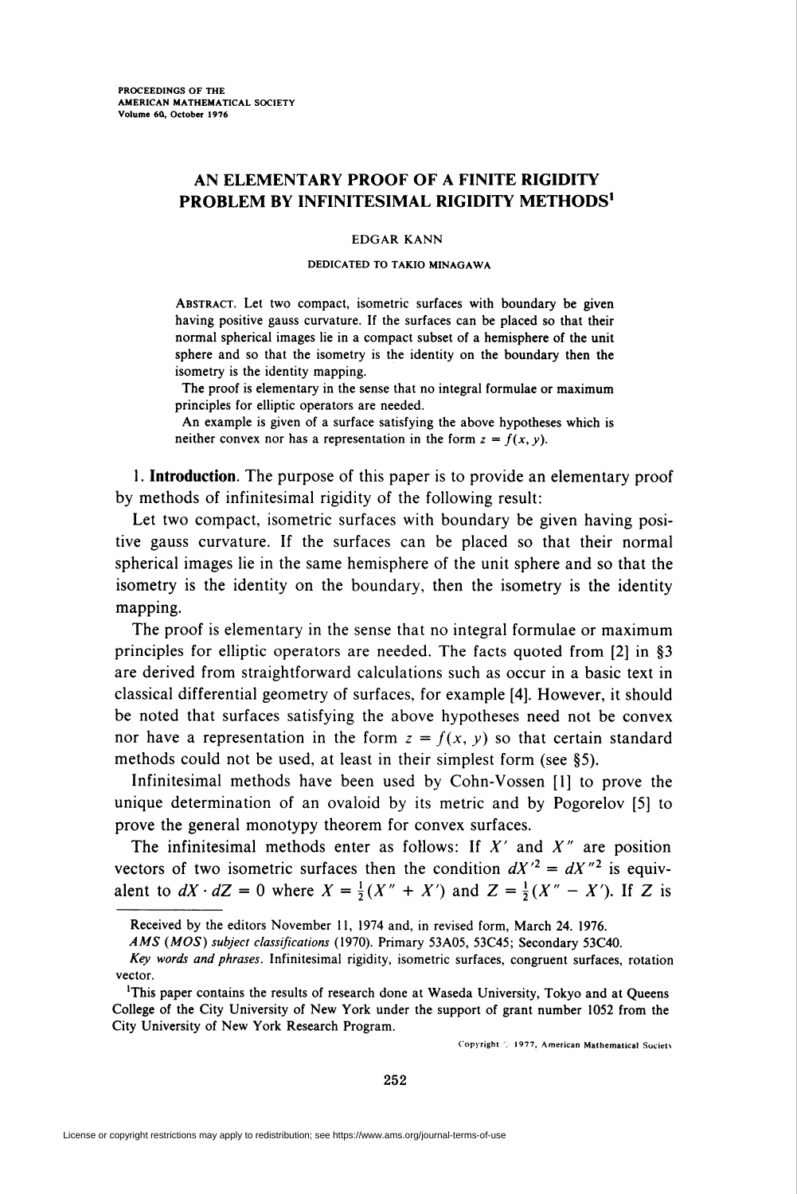PROCEEDINGS OF THE
AMERICAN MATHEMATICAL SOCIETY
Volume 60, October 1976

# AN ELEMENTARY PROOF OF A FINITE RIGIDITY PROBLEM BY INFINITESIMAL RIGIDITY METHODS[1]

EDGAR KANN

DEDICATED TO TAKIO MINAGAWA

ABSTRACT. Let two compact, isometric surfaces with boundary be given having positive gauss curvature. If the surfaces can be placed so that their normal spherical images lie in a compact subset of a hemisphere of the unit sphere and so that the isometry is the identity on the boundary then the isometry is the identity mapping.

The proof is elementary in the sense that no integral formulae or maximum principles for elliptic operators are needed.

An example is given of a surface satisfying the above hypotheses which is neither convex nor has a representation in the form $z = f(x, y)$.

1. **Introduction**. The purpose of this paper is to provide an elementary proof by methods of infinitesimal rigidity of the following result:

Let two compact, isometric surfaces with boundary be given having positive gauss curvature. If the surfaces can be placed so that their normal spherical images lie in the same hemisphere of the unit sphere and so that the isometry is the identity on the boundary, then the isometry is the identity mapping.

The proof is elementary in the sense that no integral formulae or maximum principles for elliptic operators are needed. The facts quoted from [2] in §3 are derived from straightforward calculations such as occur in a basic text in classical differential geometry of surfaces, for example [4]. However, it should be noted that surfaces satisfying the above hypotheses need not be convex nor have a representation in the form $z = f(x, y)$ so that certain standard methods could not be used, at least in their simplest form (see §5).

Infinitesimal methods have been used by Cohn-Vossen [1] to prove the unique determination of an ovaloid by its metric and by Pogorelov [5] to prove the general monotypy theorem for convex surfaces.

The infinitesimal methods enter as follows: If $X'$ and $X''$ are position vectors of two isometric surfaces then the condition $dX'^2 = dX''^2$ is equivalent to $dX \cdot dZ = 0$ where $X = \frac{1}{2}(X'' + X')$ and $Z = \frac{1}{2}(X'' - X')$. If $Z$ is

---

Received by the editors November 11, 1974 and, in revised form, March 24, 1976.

*AMS (MOS) subject classifications* (1970). Primary 53A05, 53C45; Secondary 53C40.

*Key words and phrases*. Infinitesimal rigidity, isometric surfaces, congruent surfaces, rotation vector.

[1] This paper contains the results of research done at Waseda University, Tokyo and at Queens College of the City University of New York under the support of grant number 1052 from the City University of New York Research Program.

Copyright © 1977, American Mathematical Society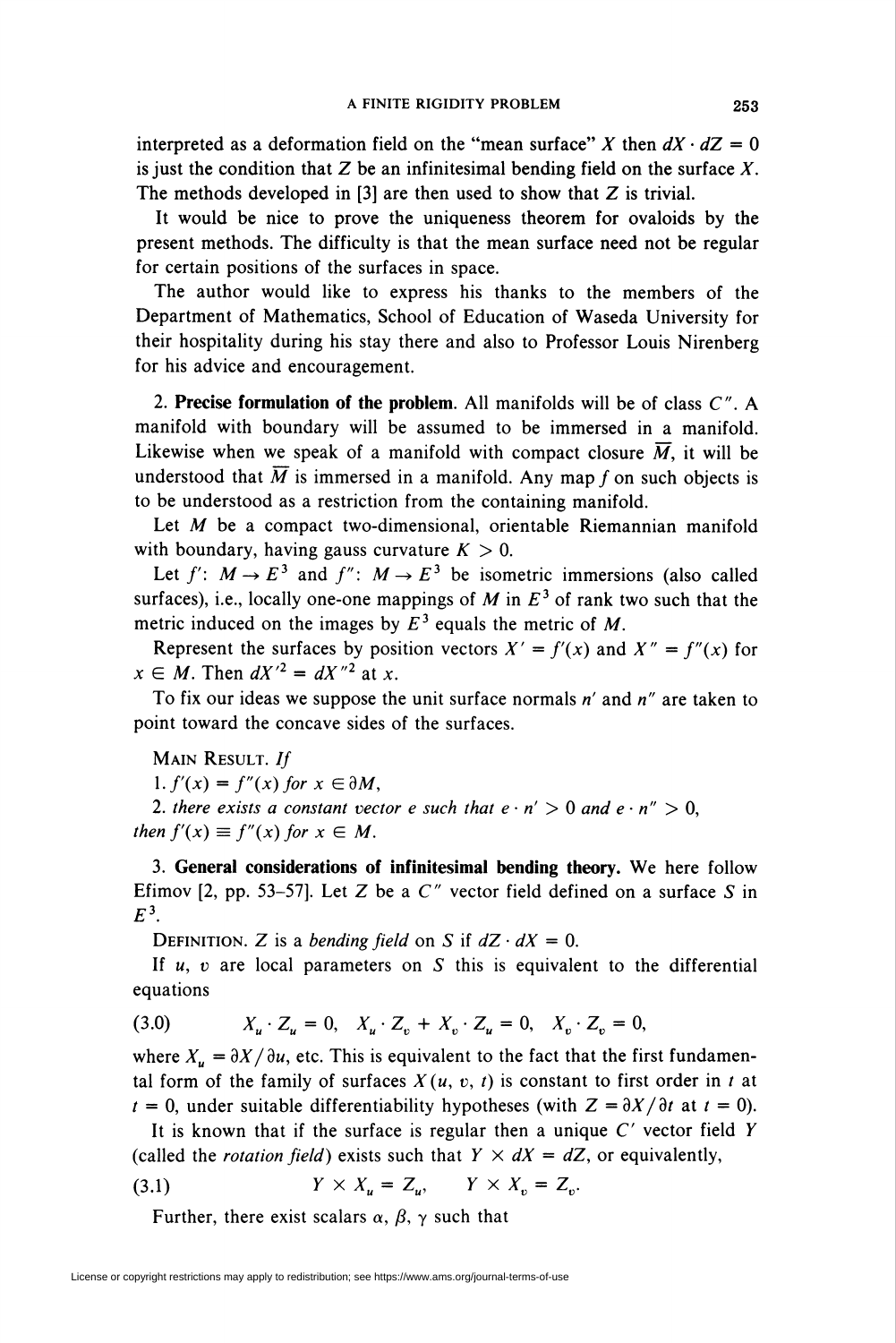interpreted as a deformation field on the "mean surface" $X$ then $dX \cdot dZ = 0$ is just the condition that $Z$ be an infinitesimal bending field on the surface $X$. The methods developed in [3] are then used to show that $Z$ is trivial.

It would be nice to prove the uniqueness theorem for ovaloids by the present methods. The difficulty is that the mean surface need not be regular for certain positions of the surfaces in space.

The author would like to express his thanks to the members of the Department of Mathematics, School of Education of Waseda University for their hospitality during his stay there and also to Professor Louis Nirenberg for his advice and encouragement.

**2. Precise formulation of the problem.** All manifolds will be of class $C''$. A manifold with boundary will be assumed to be immersed in a manifold. Likewise when we speak of a manifold with compact closure $\overline{M}$, it will be understood that $\overline{M}$ is immersed in a manifold. Any map $f$ on such objects is to be understood as a restriction from the containing manifold.

Let $M$ be a compact two-dimensional, orientable Riemannian manifold with boundary, having gauss curvature $K > 0$.

Let $f'$: $M \to E^3$ and $f''$: $M \to E^3$ be isometric immersions (also called surfaces), i.e., locally one-one mappings of $M$ in $E^3$ of rank two such that the metric induced on the images by $E^3$ equals the metric of $M$.

Represent the surfaces by position vectors $X' = f'(x)$ and $X'' = f''(x)$ for $x \in M$. Then $dX'^2 = dX''^2$ at $x$.

To fix our ideas we suppose the unit surface normals $n'$ and $n''$ are taken to point toward the concave sides of the surfaces.

MAIN RESULT. *If*

1. $f'(x) = f''(x)$ *for* $x \in \partial M$,
2. *there exists a constant vector* $e$ *such that* $e \cdot n' > 0$ *and* $e \cdot n'' > 0$,

*then* $f'(x) \equiv f''(x)$ *for* $x \in M$.

**3. General considerations of infinitesimal bending theory.** We here follow Efimov [2, pp. 53–57]. Let $Z$ be a $C''$ vector field defined on a surface $S$ in $E^3$.

DEFINITION. $Z$ is a *bending field* on $S$ if $dZ \cdot dX = 0$.

If $u$, $v$ are local parameters on $S$ this is equivalent to the differential equations

$$X_u \cdot Z_u = 0, \quad X_u \cdot Z_v + X_v \cdot Z_u = 0, \quad X_v \cdot Z_v = 0, \tag{3.0}$$

where $X_u = \partial X / \partial u$, etc. This is equivalent to the fact that the first fundamental form of the family of surfaces $X(u, v, t)$ is constant to first order in $t$ at $t = 0$, under suitable differentiability hypotheses (with $Z = \partial X / \partial t$ at $t = 0$).

It is known that if the surface is regular then a unique $C'$ vector field $Y$ (called the *rotation field*) exists such that $Y \times dX = dZ$, or equivalently,

$$Y \times X_u = Z_u, \qquad Y \times X_v = Z_v. \tag{3.1}$$

Further, there exist scalars $\alpha$, $\beta$, $\gamma$ such that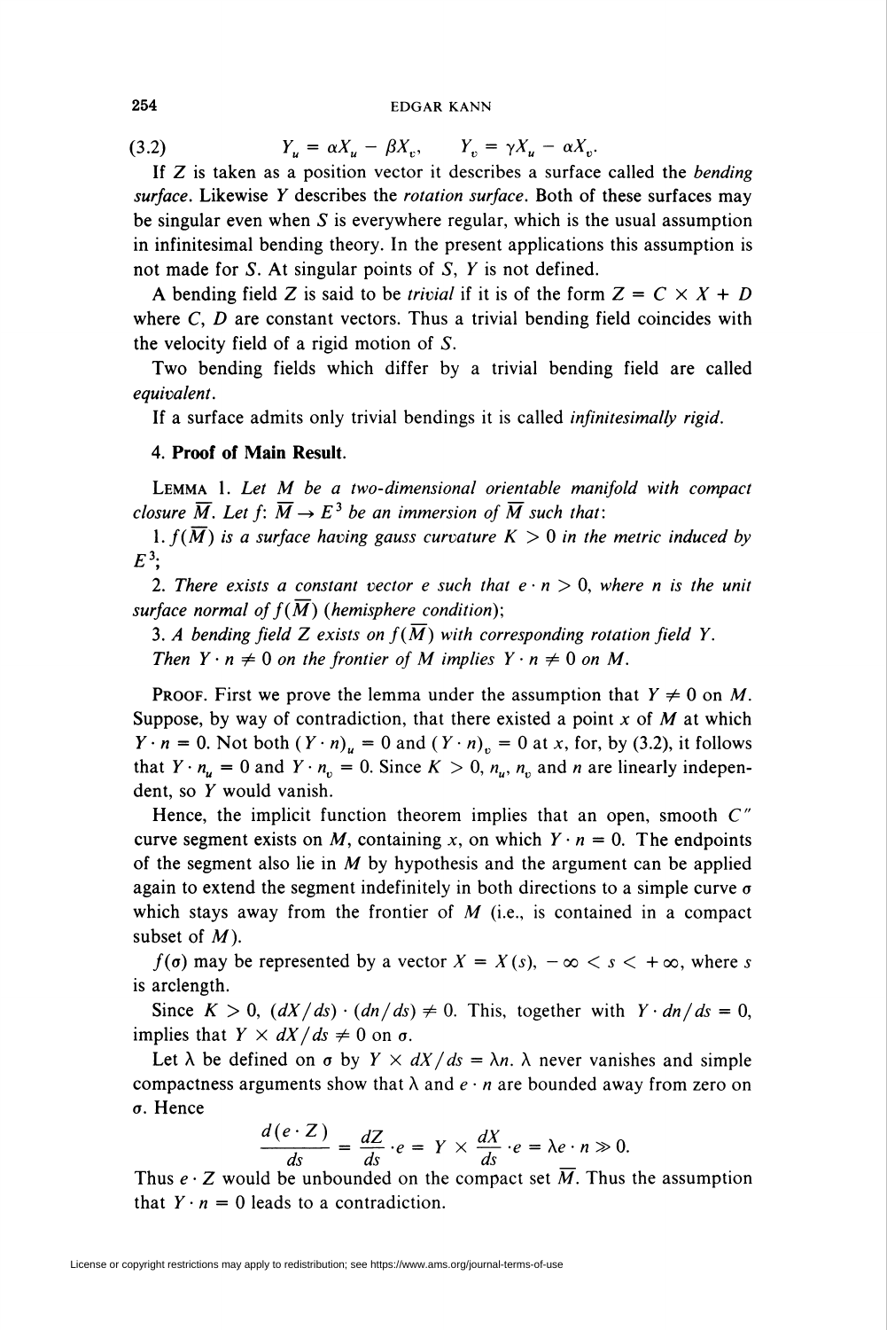(3.2) $$Y_u = \alpha X_u - \beta X_v, \qquad Y_v = \gamma X_u - \alpha X_v.$$

If $Z$ is taken as a position vector it describes a surface called the *bending surface*. Likewise $Y$ describes the *rotation surface*. Both of these surfaces may be singular even when $S$ is everywhere regular, which is the usual assumption in infinitesimal bending theory. In the present applications this assumption is not made for $S$. At singular points of $S$, $Y$ is not defined.

A bending field $Z$ is said to be *trivial* if it is of the form $Z = C \times X + D$ where $C$, $D$ are constant vectors. Thus a trivial bending field coincides with the velocity field of a rigid motion of $S$.

Two bending fields which differ by a trivial bending field are called *equivalent*.

If a surface admits only trivial bendings it is called *infinitesimally rigid*.

## 4. **Proof of Main Result.**

LEMMA 1. *Let $M$ be a two-dimensional orientable manifold with compact closure $\overline{M}$. Let $f\colon \overline{M} \to E^3$ be an immersion of $\overline{M}$ such that*:

*1. $f(\overline{M})$ is a surface having gauss curvature $K > 0$ in the metric induced by $E^3$;*

*2. There exists a constant vector $e$ such that $e \cdot n > 0$, where $n$ is the unit surface normal of $f(\overline{M})$ (hemisphere condition);*

*3. A bending field $Z$ exists on $f(\overline{M})$ with corresponding rotation field $Y$.*

*Then $Y \cdot n \neq 0$ on the frontier of $M$ implies $Y \cdot n \neq 0$ on $M$.*

PROOF. First we prove the lemma under the assumption that $Y \neq 0$ on $M$. Suppose, by way of contradiction, that there existed a point $x$ of $M$ at which $Y \cdot n = 0$. Not both $(Y \cdot n)_u = 0$ and $(Y \cdot n)_v = 0$ at $x$, for, by (3.2), it follows that $Y \cdot n_u = 0$ and $Y \cdot n_v = 0$. Since $K > 0$, $n_u$, $n_v$ and $n$ are linearly independent, so $Y$ would vanish.

Hence, the implicit function theorem implies that an open, smooth $C''$ curve segment exists on $M$, containing $x$, on which $Y \cdot n = 0$. The endpoints of the segment also lie in $M$ by hypothesis and the argument can be applied again to extend the segment indefinitely in both directions to a simple curve $\sigma$ which stays away from the frontier of $M$ (i.e., is contained in a compact subset of $M$).

$f(\sigma)$ may be represented by a vector $X = X(s)$, $-\infty < s < +\infty$, where $s$ is arclength.

Since $K > 0$, $(dX/ds) \cdot (dn/ds) \neq 0$. This, together with $Y \cdot dn/ds = 0$, implies that $Y \times dX/ds \neq 0$ on $\sigma$.

Let $\lambda$ be defined on $\sigma$ by $Y \times dX/ds = \lambda n$. $\lambda$ never vanishes and simple compactness arguments show that $\lambda$ and $e \cdot n$ are bounded away from zero on $\sigma$. Hence

$$\frac{d(e \cdot Z)}{ds} = \frac{dZ}{ds} \cdot e = Y \times \frac{dX}{ds} \cdot e = \lambda e \cdot n \gg 0.$$

Thus $e \cdot Z$ would be unbounded on the compact set $\overline{M}$. Thus the assumption that $Y \cdot n = 0$ leads to a contradiction.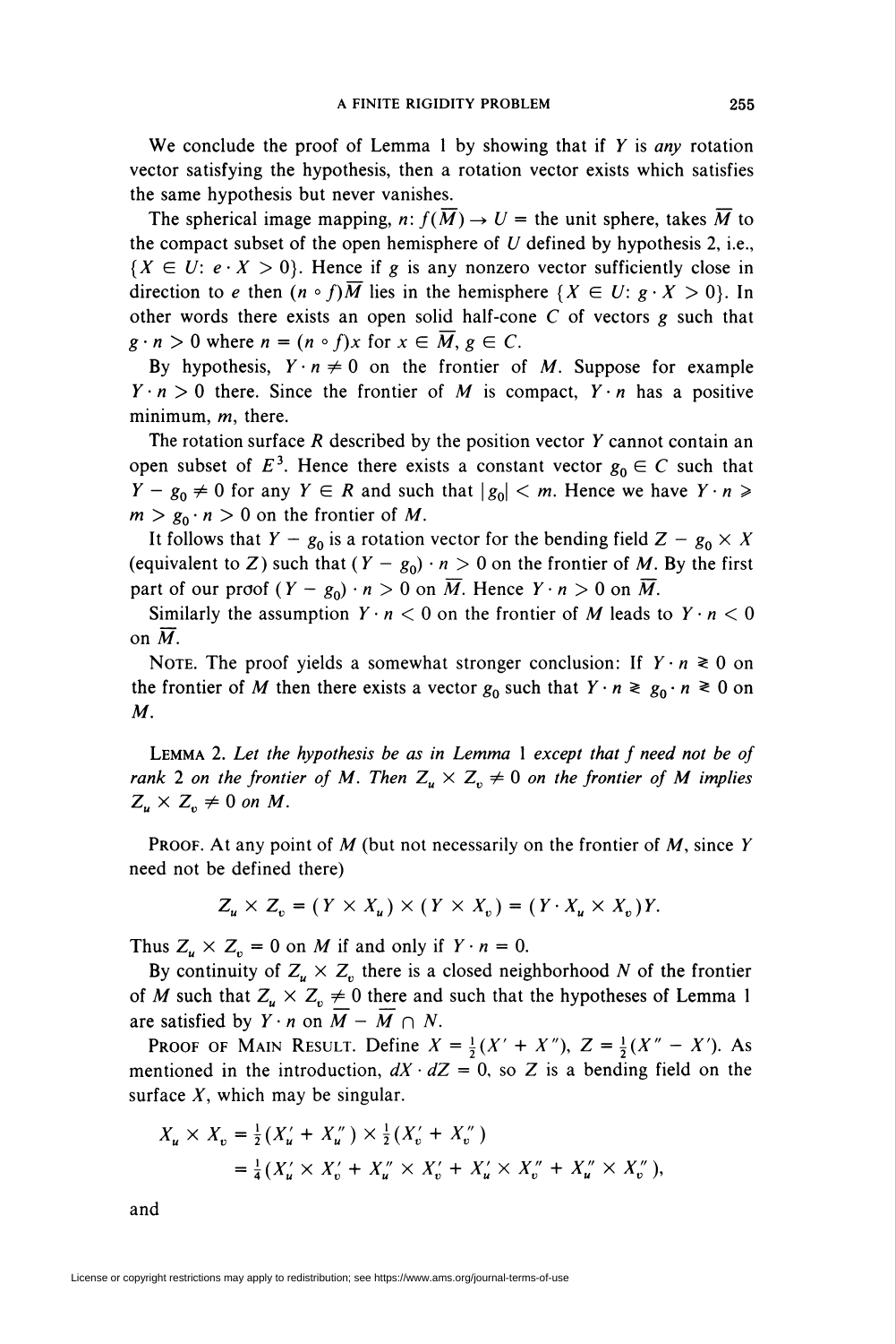We conclude the proof of Lemma 1 by showing that if $Y$ is *any* rotation vector satisfying the hypothesis, then a rotation vector exists which satisfies the same hypothesis but never vanishes.

The spherical image mapping, $n: f(\overline{M}) \to U =$ the unit sphere, takes $\overline{M}$ to the compact subset of the open hemisphere of $U$ defined by hypothesis 2, i.e., $\{X \in U: e \cdot X > 0\}$. Hence if $g$ is any nonzero vector sufficiently close in direction to $e$ then $(n \circ f)\overline{M}$ lies in the hemisphere $\{X \in U: g \cdot X > 0\}$. In other words there exists an open solid half-cone $C$ of vectors $g$ such that $g \cdot n > 0$ where $n = (n \circ f)x$ for $x \in \overline{M}$, $g \in C$.

By hypothesis, $Y \cdot n \neq 0$ on the frontier of $M$. Suppose for example $Y \cdot n > 0$ there. Since the frontier of $M$ is compact, $Y \cdot n$ has a positive minimum, $m$, there.

The rotation surface $R$ described by the position vector $Y$ cannot contain an open subset of $E^3$. Hence there exists a constant vector $g_0 \in C$ such that $Y - g_0 \neq 0$ for any $Y \in R$ and such that $|g_0| < m$. Hence we have $Y \cdot n \geqslant m > g_0 \cdot n > 0$ on the frontier of $M$.

It follows that $Y - g_0$ is a rotation vector for the bending field $Z - g_0 \times X$ (equivalent to $Z$) such that $(Y - g_0) \cdot n > 0$ on the frontier of $M$. By the first part of our proof $(Y - g_0) \cdot n > 0$ on $\overline{M}$. Hence $Y \cdot n > 0$ on $\overline{M}$.

Similarly the assumption $Y \cdot n < 0$ on the frontier of $M$ leads to $Y \cdot n < 0$ on $\overline{M}$.

NOTE. The proof yields a somewhat stronger conclusion: If $Y \cdot n \gtrless 0$ on the frontier of $M$ then there exists a vector $g_0$ such that $Y \cdot n \gtrless g_0 \cdot n \gtrless 0$ on $M$.

LEMMA 2. *Let the hypothesis be as in Lemma 1 except that $f$ need not be of rank 2 on the frontier of $M$. Then $Z_u \times Z_v \neq 0$ on the frontier of $M$ implies $Z_u \times Z_v \neq 0$ on $M$.*

PROOF. At any point of $M$ (but not necessarily on the frontier of $M$, since $Y$ need not be defined there)

$$Z_u \times Z_v = (Y \times X_u) \times (Y \times X_v) = (Y \cdot X_u \times X_v)Y.$$

Thus $Z_u \times Z_v = 0$ on $M$ if and only if $Y \cdot n = 0$.

By continuity of $Z_u \times Z_v$ there is a closed neighborhood $N$ of the frontier of $M$ such that $Z_u \times Z_v \neq 0$ there and such that the hypotheses of Lemma 1 are satisfied by $Y \cdot n$ on $\overline{M} - \overline{M} \cap N$.

PROOF OF MAIN RESULT. Define $X = \frac{1}{2}(X' + X'')$, $Z = \frac{1}{2}(X'' - X')$. As mentioned in the introduction, $dX \cdot dZ = 0$, so $Z$ is a bending field on the surface $X$, which may be singular.

$$\begin{aligned}
X_u \times X_v &= \tfrac{1}{2}(X'_u + X''_u) \times \tfrac{1}{2}(X'_v + X''_v) \\
&= \tfrac{1}{4}(X'_u \times X'_v + X''_u \times X'_v + X'_u \times X''_v + X''_u \times X''_v),
\end{aligned}$$

and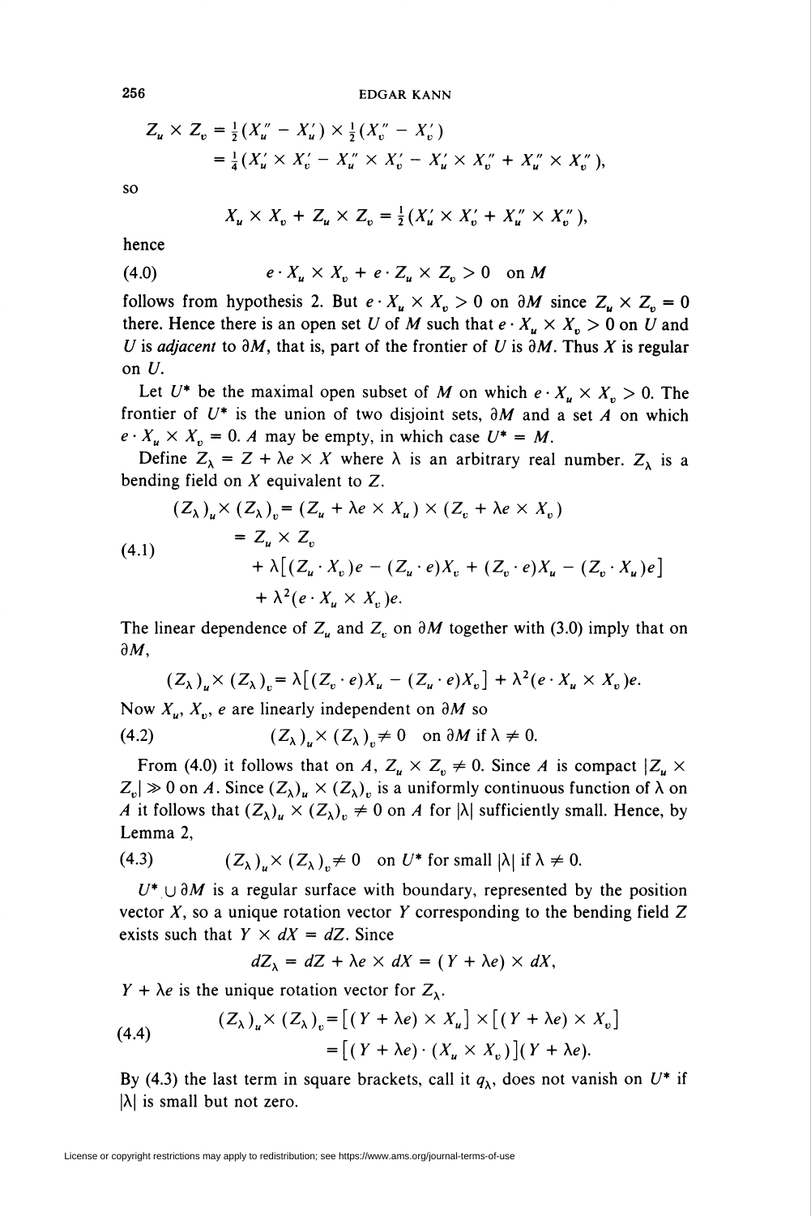$$Z_u \times Z_v = \tfrac{1}{2}(X_u'' - X_u') \times \tfrac{1}{2}(X_v'' - X_v')$$
$$= \tfrac{1}{4}(X_u' \times X_v' - X_u'' \times X_v' - X_u' \times X_v'' + X_u'' \times X_v''),$$

so

$$X_u \times X_v + Z_u \times Z_v = \tfrac{1}{2}(X_u' \times X_v' + X_u'' \times X_v''),$$

hence

$$e \cdot X_u \times X_v + e \cdot Z_u \times Z_v > 0 \quad \text{on } M \tag{4.0}$$

follows from hypothesis 2. But $e \cdot X_u \times X_v > 0$ on $\partial M$ since $Z_u \times Z_v = 0$ there. Hence there is an open set $U$ of $M$ such that $e \cdot X_u \times X_v > 0$ on $U$ and $U$ is *adjacent* to $\partial M$, that is, part of the frontier of $U$ is $\partial M$. Thus $X$ is regular on $U$.

Let $U^*$ be the maximal open subset of $M$ on which $e \cdot X_u \times X_v > 0$. The frontier of $U^*$ is the union of two disjoint sets, $\partial M$ and a set $A$ on which $e \cdot X_u \times X_v = 0$. $A$ may be empty, in which case $U^* = M$.

Define $Z_\lambda = Z + \lambda e \times X$ where $\lambda$ is an arbitrary real number. $Z_\lambda$ is a bending field on $X$ equivalent to $Z$.

$$\begin{aligned}(Z_\lambda)_u \times (Z_\lambda)_v &= (Z_u + \lambda e \times X_u) \times (Z_v + \lambda e \times X_v)\\ &= Z_u \times Z_v\\ &\quad + \lambda[(Z_u \cdot X_v)e - (Z_u \cdot e)X_v + (Z_v \cdot e)X_u - (Z_v \cdot X_u)e]\\ &\quad + \lambda^2(e \cdot X_u \times X_v)e.\end{aligned} \tag{4.1}$$

The linear dependence of $Z_u$ and $Z_v$ on $\partial M$ together with (3.0) imply that on $\partial M$,

$$(Z_\lambda)_u \times (Z_\lambda)_v = \lambda[(Z_v \cdot e)X_u - (Z_u \cdot e)X_v] + \lambda^2(e \cdot X_u \times X_v)e.$$

Now $X_u$, $X_v$, $e$ are linearly independent on $\partial M$ so

$$(Z_\lambda)_u \times (Z_\lambda)_v \neq 0 \quad \text{on } \partial M \text{ if } \lambda \neq 0. \tag{4.2}$$

From (4.0) it follows that on $A$, $Z_u \times Z_v \neq 0$. Since $A$ is compact $|Z_u \times Z_v| \gg 0$ on $A$. Since $(Z_\lambda)_u \times (Z_\lambda)_v$ is a uniformly continuous function of $\lambda$ on $A$ it follows that $(Z_\lambda)_u \times (Z_\lambda)_v \neq 0$ on $A$ for $|\lambda|$ sufficiently small. Hence, by Lemma 2,

$$(Z_\lambda)_u \times (Z_\lambda)_v \neq 0 \quad \text{on } U^* \text{ for small } |\lambda| \text{ if } \lambda \neq 0. \tag{4.3}$$

$U^* \cup \partial M$ is a regular surface with boundary, represented by the position vector $X$, so a unique rotation vector $Y$ corresponding to the bending field $Z$ exists such that $Y \times dX = dZ$. Since

$$dZ_\lambda = dZ + \lambda e \times dX = (Y + \lambda e) \times dX,$$

$Y + \lambda e$ is the unique rotation vector for $Z_\lambda$.

$$\begin{aligned}(Z_\lambda)_u \times (Z_\lambda)_v &= [(Y + \lambda e) \times X_u] \times [(Y + \lambda e) \times X_v]\\ &= [(Y + \lambda e) \cdot (X_u \times X_v)](Y + \lambda e).\end{aligned} \tag{4.4}$$

By (4.3) the last term in square brackets, call it $q_\lambda$, does not vanish on $U^*$ if $|\lambda|$ is small but not zero.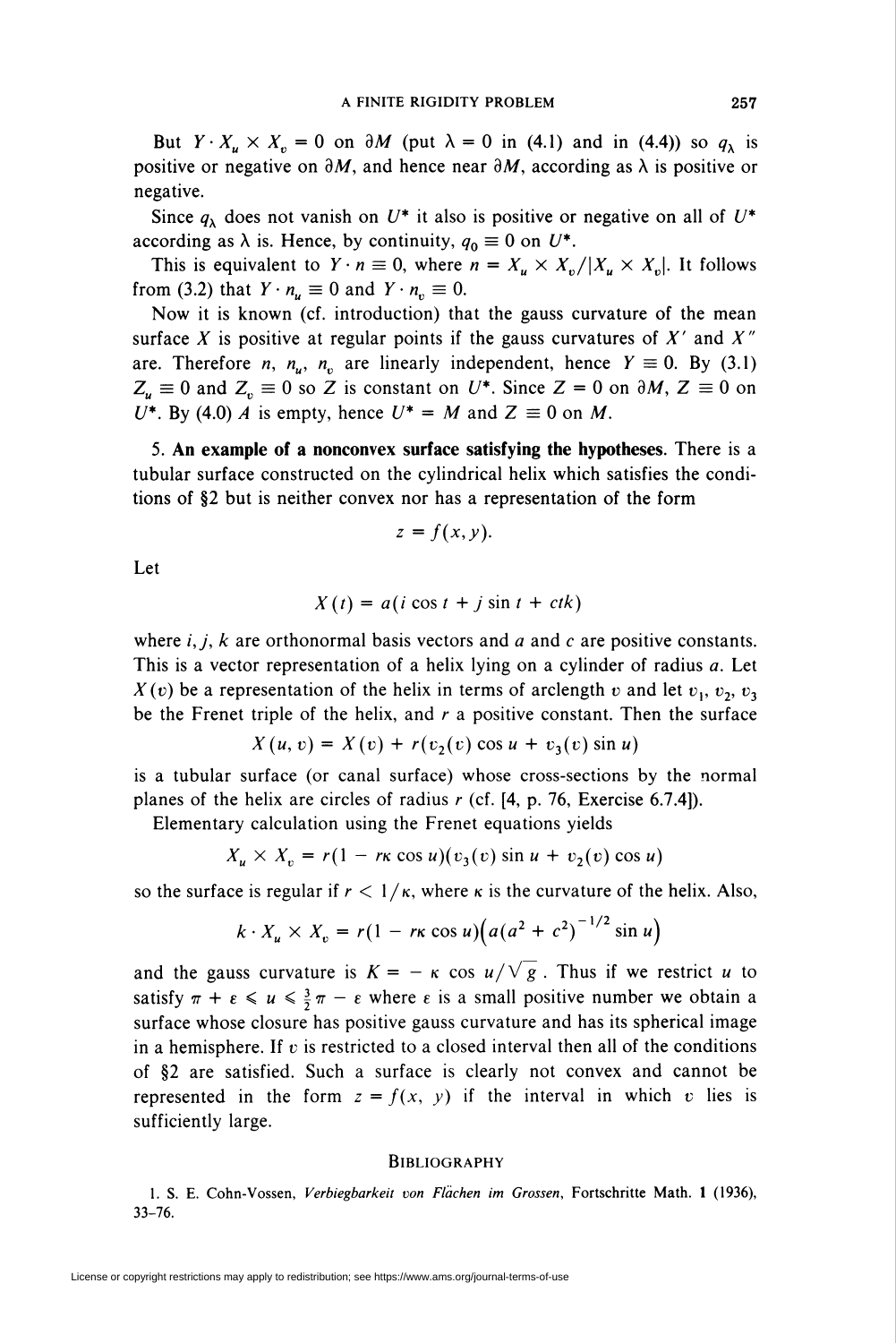But $Y \cdot X_u \times X_v = 0$ on $\partial M$ (put $\lambda = 0$ in (4.1) and in (4.4)) so $q_\lambda$ is positive or negative on $\partial M$, and hence near $\partial M$, according as $\lambda$ is positive or negative.

Since $q_\lambda$ does not vanish on $U^*$ it also is positive or negative on all of $U^*$ according as $\lambda$ is. Hence, by continuity, $q_0 \equiv 0$ on $U^*$.

This is equivalent to $Y \cdot n \equiv 0$, where $n = X_u \times X_v / |X_u \times X_v|$. It follows from (3.2) that $Y \cdot n_u \equiv 0$ and $Y \cdot n_v \equiv 0$.

Now it is known (cf. introduction) that the gauss curvature of the mean surface $X$ is positive at regular points if the gauss curvatures of $X'$ and $X''$ are. Therefore $n$, $n_u$, $n_v$ are linearly independent, hence $Y \equiv 0$. By (3.1) $Z_u \equiv 0$ and $Z_v \equiv 0$ so $Z$ is constant on $U^*$. Since $Z = 0$ on $\partial M$, $Z \equiv 0$ on $U^*$. By (4.0) $A$ is empty, hence $U^* = M$ and $Z \equiv 0$ on $M$.

5. **An example of a nonconvex surface satisfying the hypotheses.** There is a tubular surface constructed on the cylindrical helix which satisfies the conditions of §2 but is neither convex nor has a representation of the form

$$z = f(x, y).$$

Let

$$X(t) = a(i \cos t + j \sin t + ctk)$$

where $i, j, k$ are orthonormal basis vectors and $a$ and $c$ are positive constants. This is a vector representation of a helix lying on a cylinder of radius $a$. Let $X(v)$ be a representation of the helix in terms of arclength $v$ and let $v_1, v_2, v_3$ be the Frenet triple of the helix, and $r$ a positive constant. Then the surface

$$X(u, v) = X(v) + r(v_2(v) \cos u + v_3(v) \sin u)$$

is a tubular surface (or canal surface) whose cross-sections by the normal planes of the helix are circles of radius $r$ (cf. [4, p. 76, Exercise 6.7.4]).

Elementary calculation using the Frenet equations yields

$$X_u \times X_v = r(1 - r\kappa \cos u)(v_3(v) \sin u + v_2(v) \cos u)$$

so the surface is regular if $r < 1/\kappa$, where $\kappa$ is the curvature of the helix. Also,

$$k \cdot X_u \times X_v = r(1 - r\kappa \cos u)\left(a(a^2 + c^2)^{-1/2} \sin u\right)$$

and the gauss curvature is $K = -\kappa \cos u/\sqrt{g}$. Thus if we restrict $u$ to satisfy $\pi + \varepsilon \leqslant u \leqslant \frac{3}{2}\pi - \varepsilon$ where $\varepsilon$ is a small positive number we obtain a surface whose closure has positive gauss curvature and has its spherical image in a hemisphere. If $v$ is restricted to a closed interval then all of the conditions of §2 are satisfied. Such a surface is clearly not convex and cannot be represented in the form $z = f(x, y)$ if the interval in which $v$ lies is sufficiently large.

## Bibliography

1. S. E. Cohn-Vossen, *Verbiegbarkeit von Flächen im Grossen*, Fortschritte Math. **1** (1936), 33–76.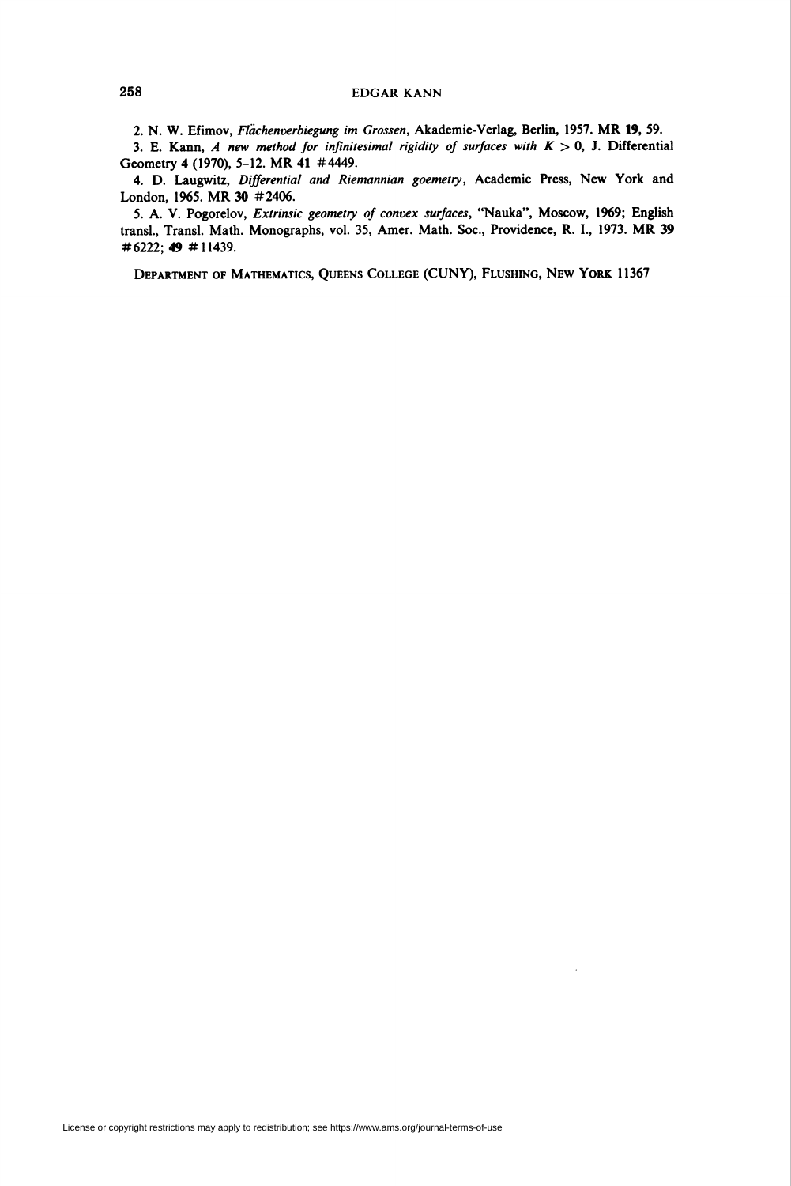2. N. W. Efimov, *Flächenverbiegung im Grossen*, Akademie-Verlag, Berlin, 1957. **MR 19**, 59.

3. E. Kann, *A new method for infinitesimal rigidity of surfaces with $K > 0$*, J. Differential Geometry **4** (1970), 5–12. MR **41** #4449.

4. D. Laugwitz, *Differential and Riemannian goemetry*, Academic Press, New York and London, 1965. MR **30** #2406.

5. A. V. Pogorelov, *Extrinsic geometry of convex surfaces*, "Nauka", Moscow, 1969; English transl., Transl. Math. Monographs, vol. 35, Amer. Math. Soc., Providence, R. I., 1973. MR **39** #6222; **49** #11439.

Department of Mathematics, Queens College (CUNY), Flushing, New York 11367

License or copyright restrictions may apply to redistribution; see https://www.ams.org/journal-terms-of-use